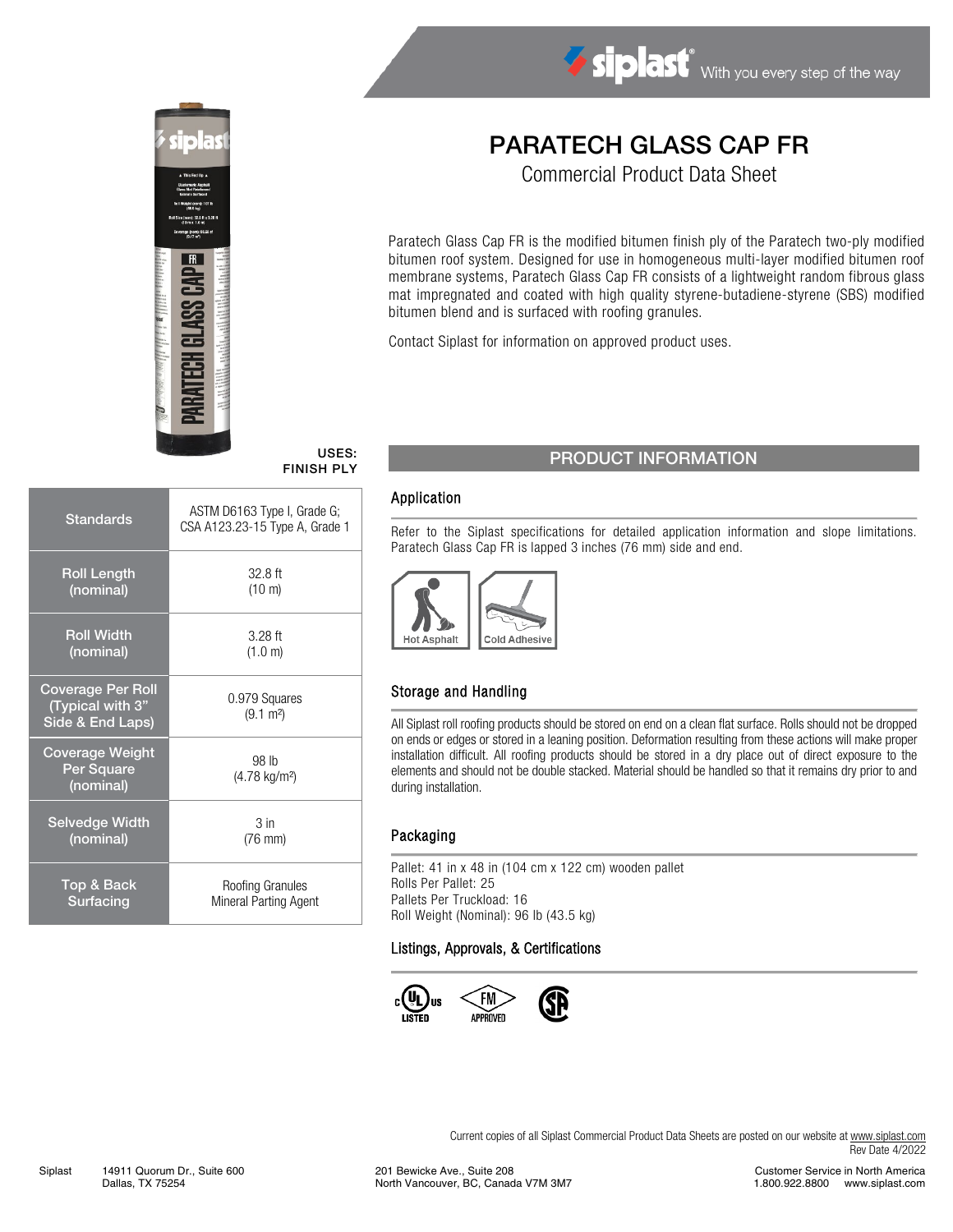# PARATECH GLASS CAP FR

## Commercial Product Data Sheet

Paratech Glass Cap FR is the modified bitumen finish ply of the Paratech two-ply modified bitumen roof system. Designed for use in homogeneous multi-layer modified bitumen roof membrane systems, Paratech Glass Cap FR consists of a lightweight random fibrous glass mat impregnated and coated with high quality styrene-butadiene-styrene (SBS) modified bitumen blend and is surfaced with roofing granules.

Contact Siplast for information on approved product uses.

**USES:**
**FINISH PLY**

| | |
|---|---|
| Standards | ASTM D6163 Type I, Grade G; CSA A123.23-15 Type A, Grade 1 |
| Roll Length (nominal) | 32.8 ft (10 m) |
| Roll Width (nominal) | 3.28 ft (1.0 m) |
| Coverage Per Roll (Typical with 3" Side & End Laps) | 0.979 Squares (9.1 m²) |
| Coverage Weight Per Square (nominal) | 98 lb (4.78 kg/m²) |
| Selvedge Width (nominal) | 3 in (76 mm) |
| Top & Back Surfacing | Roofing Granules Mineral Parting Agent |

## PRODUCT INFORMATION

### Application

Refer to the Siplast specifications for detailed application information and slope limitations. Paratech Glass Cap FR is lapped 3 inches (76 mm) side and end.

Hot Asphalt | Cold Adhesive

### Storage and Handling

All Siplast roll roofing products should be stored on end on a clean flat surface. Rolls should not be dropped on ends or edges or stored in a leaning position. Deformation resulting from these actions will make proper installation difficult. All roofing products should be stored in a dry place out of direct exposure to the elements and should not be double stacked. Material should be handled so that it remains dry prior to and during installation.

### Packaging

Pallet: 41 in x 48 in (104 cm x 122 cm) wooden pallet
Rolls Per Pallet: 25
Pallets Per Truckload: 16
Roll Weight (Nominal): 96 lb (43.5 kg)

### Listings, Approvals, & Certifications

c UL us LISTED | FM APPROVED | CSA

Current copies of all Siplast Commercial Product Data Sheets are posted on our website at www.siplast.com
Rev Date 4/2022

Siplast 14911 Quorum Dr., Suite 600, Dallas, TX 75254
201 Bewicke Ave., Suite 208, North Vancouver, BC, Canada V7M 3M7
Customer Service in North America 1.800.922.8800 www.siplast.com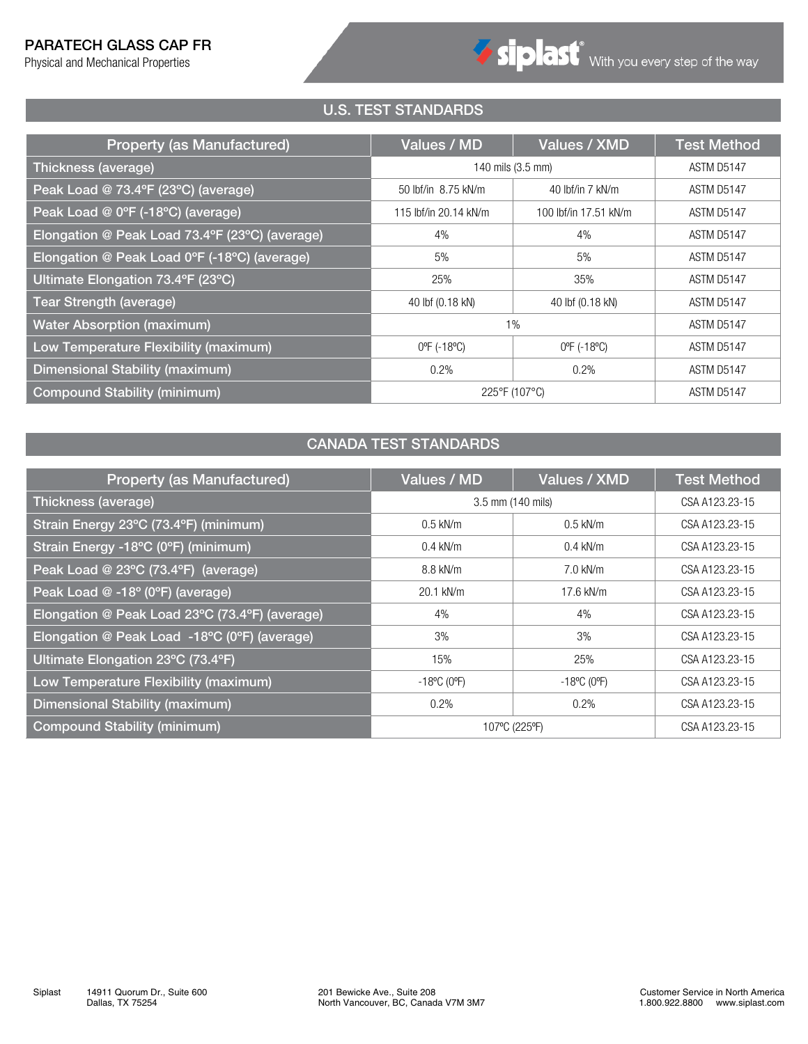# PARATECH GLASS CAP FR

Physical and Mechanical Properties

## U.S. TEST STANDARDS

| Property (as Manufactured) | Values / MD | Values / XMD | Test Method |
|---|---|---|---|
| Thickness (average) | 140 mils (3.5 mm) | | ASTM D5147 |
| Peak Load @ 73.4ºF (23ºC) (average) | 50 lbf/in 8.75 kN/m | 40 lbf/in 7 kN/m | ASTM D5147 |
| Peak Load @ 0ºF (-18ºC) (average) | 115 lbf/in 20.14 kN/m | 100 lbf/in 17.51 kN/m | ASTM D5147 |
| Elongation @ Peak Load 73.4ºF (23ºC) (average) | 4% | 4% | ASTM D5147 |
| Elongation @ Peak Load 0ºF (-18ºC) (average) | 5% | 5% | ASTM D5147 |
| Ultimate Elongation 73.4ºF (23ºC) | 25% | 35% | ASTM D5147 |
| Tear Strength (average) | 40 lbf (0.18 kN) | 40 lbf (0.18 kN) | ASTM D5147 |
| Water Absorption (maximum) | 1% | | ASTM D5147 |
| Low Temperature Flexibility (maximum) | 0ºF (-18ºC) | 0ºF (-18ºC) | ASTM D5147 |
| Dimensional Stability (maximum) | 0.2% | 0.2% | ASTM D5147 |
| Compound Stability (minimum) | 225°F (107°C) | | ASTM D5147 |

## CANADA TEST STANDARDS

| Property (as Manufactured) | Values / MD | Values / XMD | Test Method |
|---|---|---|---|
| Thickness (average) | 3.5 mm (140 mils) | | CSA A123.23-15 |
| Strain Energy 23ºC (73.4ºF) (minimum) | 0.5 kN/m | 0.5 kN/m | CSA A123.23-15 |
| Strain Energy -18ºC (0ºF) (minimum) | 0.4 kN/m | 0.4 kN/m | CSA A123.23-15 |
| Peak Load @ 23ºC (73.4ºF) (average) | 8.8 kN/m | 7.0 kN/m | CSA A123.23-15 |
| Peak Load @ -18º (0ºF) (average) | 20.1 kN/m | 17.6 kN/m | CSA A123.23-15 |
| Elongation @ Peak Load 23ºC (73.4ºF) (average) | 4% | 4% | CSA A123.23-15 |
| Elongation @ Peak Load -18ºC (0ºF) (average) | 3% | 3% | CSA A123.23-15 |
| Ultimate Elongation 23ºC (73.4ºF) | 15% | 25% | CSA A123.23-15 |
| Low Temperature Flexibility (maximum) | -18ºC (0ºF) | -18ºC (0ºF) | CSA A123.23-15 |
| Dimensional Stability (maximum) | 0.2% | 0.2% | CSA A123.23-15 |
| Compound Stability (minimum) | 107ºC (225ºF) | | CSA A123.23-15 |

Siplast 14911 Quorum Dr., Suite 600
Dallas, TX 75254

201 Bewicke Ave., Suite 208
North Vancouver, BC, Canada V7M 3M7

Customer Service in North America
1.800.922.8800 www.siplast.com